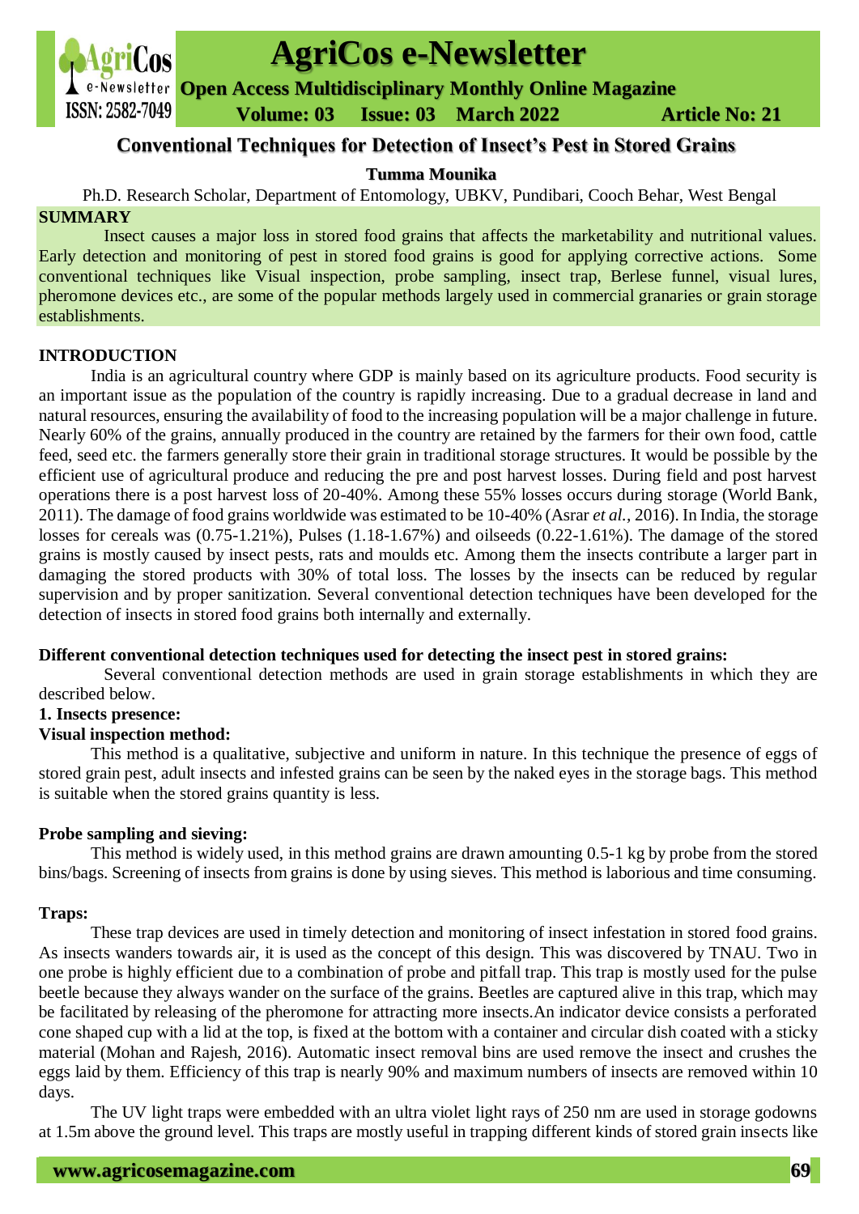# Conventional Techniques for Detection of Insect's Pest in Stored Grains

**Tumma Mounika**

Ph.D. Research Scholar, Department of Entomology, UBKV, Pundibari, Cooch Behar, West Bengal

## SUMMARY

Insect causes a major loss in stored food grains that affects the marketability and nutritional values. Early detection and monitoring of pest in stored food grains is good for applying corrective actions. Some conventional techniques like Visual inspection, probe sampling, insect trap, Berlese funnel, visual lures, pheromone devices etc., are some of the popular methods largely used in commercial granaries or grain storage establishments.

## INTRODUCTION

India is an agricultural country where GDP is mainly based on its agriculture products. Food security is an important issue as the population of the country is rapidly increasing. Due to a gradual decrease in land and natural resources, ensuring the availability of food to the increasing population will be a major challenge in future. Nearly 60% of the grains, annually produced in the country are retained by the farmers for their own food, cattle feed, seed etc. the farmers generally store their grain in traditional storage structures. It would be possible by the efficient use of agricultural produce and reducing the pre and post harvest losses. During field and post harvest operations there is a post harvest loss of 20-40%. Among these 55% losses occurs during storage (World Bank, 2011). The damage of food grains worldwide was estimated to be 10-40% (Asrar *et al.*, 2016). In India, the storage losses for cereals was (0.75-1.21%), Pulses (1.18-1.67%) and oilseeds (0.22-1.61%). The damage of the stored grains is mostly caused by insect pests, rats and moulds etc. Among them the insects contribute a larger part in damaging the stored products with 30% of total loss. The losses by the insects can be reduced by regular supervision and by proper sanitization. Several conventional detection techniques have been developed for the detection of insects in stored food grains both internally and externally.

### Different conventional detection techniques used for detecting the insect pest in stored grains:

Several conventional detection methods are used in grain storage establishments in which they are described below.

### 1. Insects presence:

#### Visual inspection method:

This method is a qualitative, subjective and uniform in nature. In this technique the presence of eggs of stored grain pest, adult insects and infested grains can be seen by the naked eyes in the storage bags. This method is suitable when the stored grains quantity is less.

#### Probe sampling and sieving:

This method is widely used, in this method grains are drawn amounting 0.5-1 kg by probe from the stored bins/bags. Screening of insects from grains is done by using sieves. This method is laborious and time consuming.

#### Traps:

These trap devices are used in timely detection and monitoring of insect infestation in stored food grains. As insects wanders towards air, it is used as the concept of this design. This was discovered by TNAU. Two in one probe is highly efficient due to a combination of probe and pitfall trap. This trap is mostly used for the pulse beetle because they always wander on the surface of the grains. Beetles are captured alive in this trap, which may be facilitated by releasing of the pheromone for attracting more insects.An indicator device consists a perforated cone shaped cup with a lid at the top, is fixed at the bottom with a container and circular dish coated with a sticky material (Mohan and Rajesh, 2016). Automatic insect removal bins are used remove the insect and crushes the eggs laid by them. Efficiency of this trap is nearly 90% and maximum numbers of insects are removed within 10 days.

The UV light traps were embedded with an ultra violet light rays of 250 nm are used in storage godowns at 1.5m above the ground level. This traps are mostly useful in trapping different kinds of stored grain insects like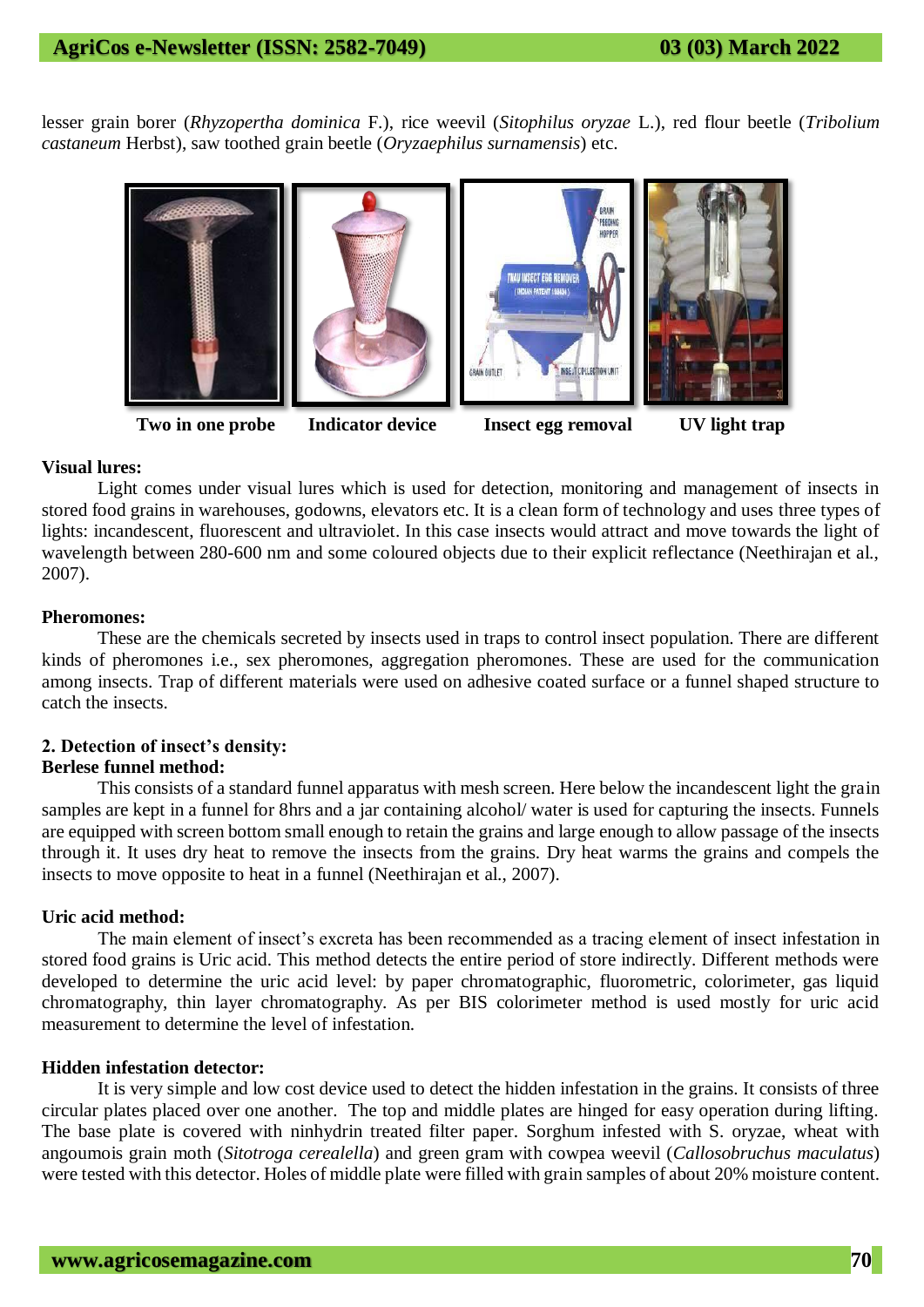lesser grain borer (*Rhyzopertha dominica* F.), rice weevil (*Sitophilus oryzae* L.), red flour beetle (*Tribolium castaneum* Herbst), saw toothed grain beetle (*Oryzaephilus surnamensis*) etc.

**Two in one probe** **Indicator device** **Insect egg removal** **UV light trap**

**Visual lures:**

Light comes under visual lures which is used for detection, monitoring and management of insects in stored food grains in warehouses, godowns, elevators etc. It is a clean form of technology and uses three types of lights: incandescent, fluorescent and ultraviolet. In this case insects would attract and move towards the light of wavelength between 280-600 nm and some coloured objects due to their explicit reflectance (Neethirajan et al., 2007).

**Pheromones:**

These are the chemicals secreted by insects used in traps to control insect population. There are different kinds of pheromones i.e., sex pheromones, aggregation pheromones. These are used for the communication among insects. Trap of different materials were used on adhesive coated surface or a funnel shaped structure to catch the insects.

**2. Detection of insect's density:**

**Berlese funnel method:**

This consists of a standard funnel apparatus with mesh screen. Here below the incandescent light the grain samples are kept in a funnel for 8hrs and a jar containing alcohol/ water is used for capturing the insects. Funnels are equipped with screen bottom small enough to retain the grains and large enough to allow passage of the insects through it. It uses dry heat to remove the insects from the grains. Dry heat warms the grains and compels the insects to move opposite to heat in a funnel (Neethirajan et al., 2007).

**Uric acid method:**

The main element of insect's excreta has been recommended as a tracing element of insect infestation in stored food grains is Uric acid. This method detects the entire period of store indirectly. Different methods were developed to determine the uric acid level: by paper chromatographic, fluorometric, colorimeter, gas liquid chromatography, thin layer chromatography. As per BIS colorimeter method is used mostly for uric acid measurement to determine the level of infestation.

**Hidden infestation detector:**

It is very simple and low cost device used to detect the hidden infestation in the grains. It consists of three circular plates placed over one another. The top and middle plates are hinged for easy operation during lifting. The base plate is covered with ninhydrin treated filter paper. Sorghum infested with S. oryzae, wheat with angoumois grain moth (*Sitotroga cerealella*) and green gram with cowpea weevil (*Callosobruchus maculatus*) were tested with this detector. Holes of middle plate were filled with grain samples of about 20% moisture content.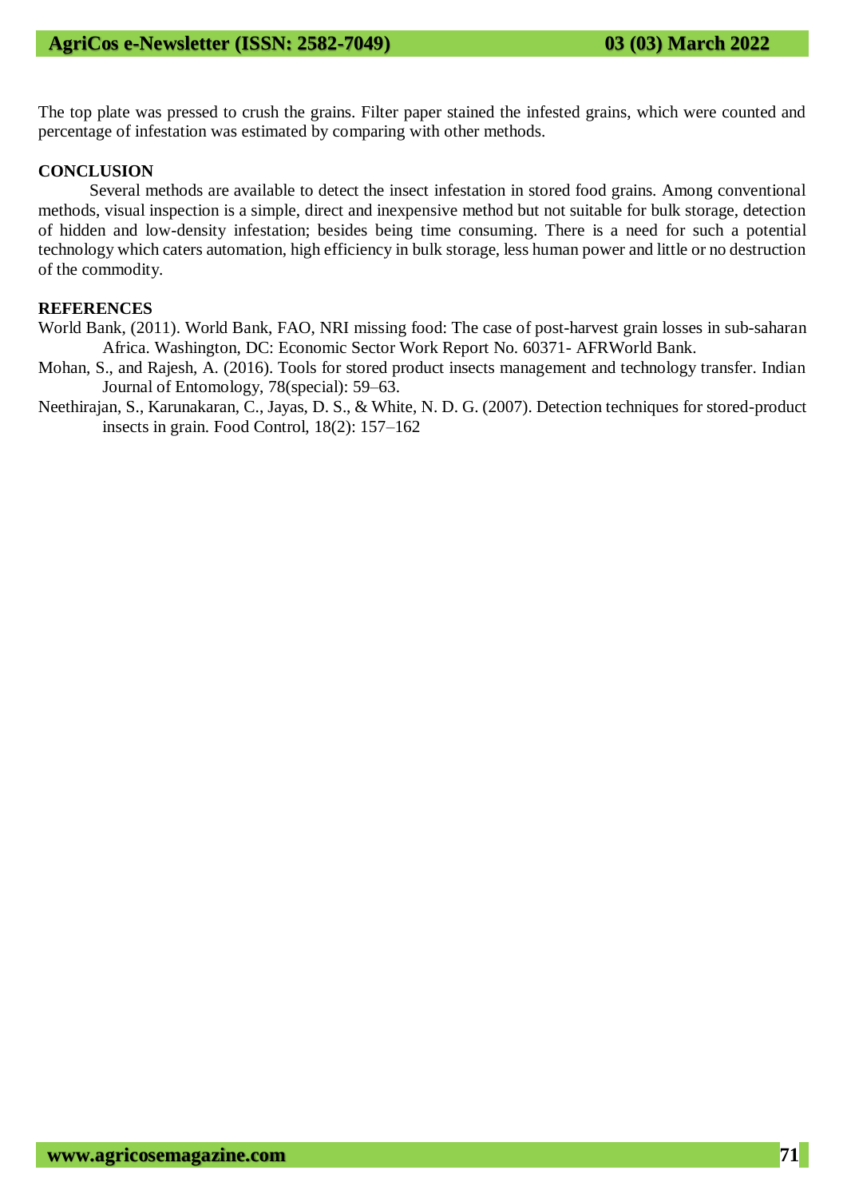The top plate was pressed to crush the grains. Filter paper stained the infested grains, which were counted and percentage of infestation was estimated by comparing with other methods.

## CONCLUSION

Several methods are available to detect the insect infestation in stored food grains. Among conventional methods, visual inspection is a simple, direct and inexpensive method but not suitable for bulk storage, detection of hidden and low-density infestation; besides being time consuming. There is a need for such a potential technology which caters automation, high efficiency in bulk storage, less human power and little or no destruction of the commodity.

## REFERENCES

World Bank, (2011). World Bank, FAO, NRI missing food: The case of post-harvest grain losses in sub-saharan Africa. Washington, DC: Economic Sector Work Report No. 60371- AFRWorld Bank.

Mohan, S., and Rajesh, A. (2016). Tools for stored product insects management and technology transfer. Indian Journal of Entomology, 78(special): 59–63.

Neethirajan, S., Karunakaran, C., Jayas, D. S., & White, N. D. G. (2007). Detection techniques for stored-product insects in grain. Food Control, 18(2): 157–162